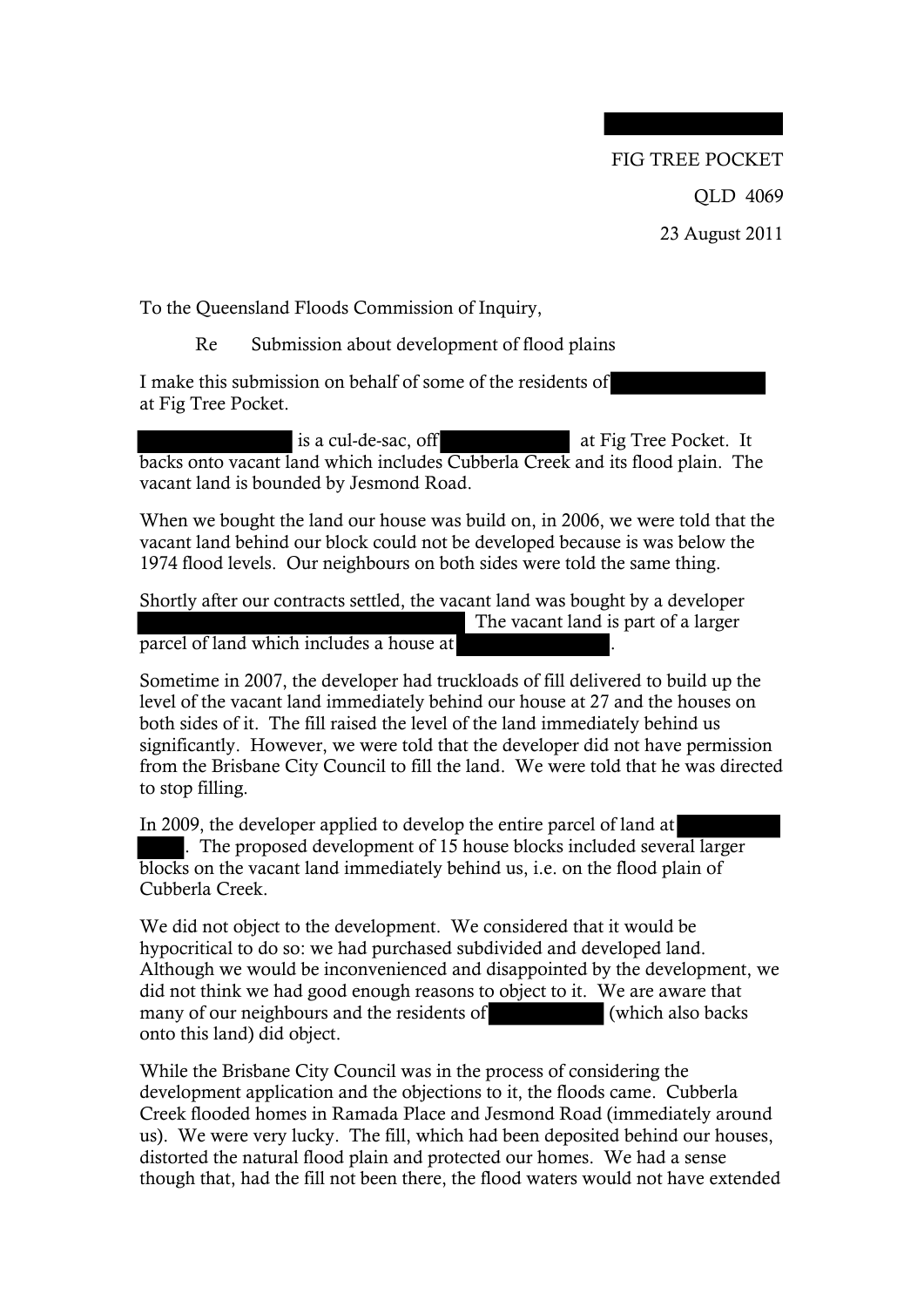FIG TREE POCKET

QLD 4069

23 August 2011

To the Queensland Floods Commission of Inquiry,

Re Submission about development of flood plains

I make this submission on behalf of some of the residents of at Fig Tree Pocket.

is a cul-de-sac, off at Fig Tree Pocket. It backs onto vacant land which includes Cubberla Creek and its flood plain. The vacant land is bounded by Jesmond Road.

When we bought the land our house was build on, in 2006, we were told that the vacant land behind our block could not be developed because is was below the 1974 flood levels. Our neighbours on both sides were told the same thing.

Shortly after our contracts settled, the vacant land was bought by a developer The vacant land is part of a larger parcel of land which includes a house at .

Sometime in 2007, the developer had truckloads of fill delivered to build up the level of the vacant land immediately behind our house at 27 and the houses on both sides of it. The fill raised the level of the land immediately behind us significantly. However, we were told that the developer did not have permission from the Brisbane City Council to fill the land. We were told that he was directed to stop filling.

In 2009, the developer applied to develop the entire parcel of land at . The proposed development of 15 house blocks included several larger blocks on the vacant land immediately behind us, i.e. on the flood plain of Cubberla Creek.

We did not object to the development. We considered that it would be hypocritical to do so: we had purchased subdivided and developed land. Although we would be inconvenienced and disappointed by the development, we did not think we had good enough reasons to object to it. We are aware that many of our neighbours and the residents of (which also backs onto this land) did object.

While the Brisbane City Council was in the process of considering the development application and the objections to it, the floods came. Cubberla Creek flooded homes in Ramada Place and Jesmond Road (immediately around us). We were very lucky. The fill, which had been deposited behind our houses, distorted the natural flood plain and protected our homes. We had a sense though that, had the fill not been there, the flood waters would not have extended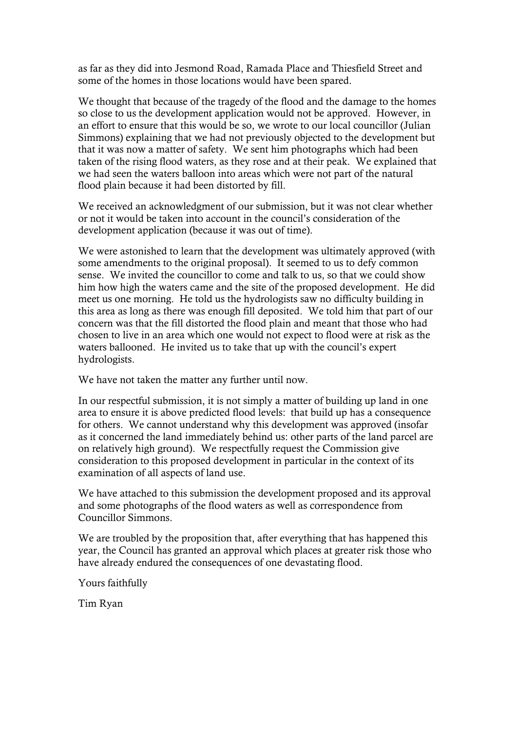as far as they did into Jesmond Road, Ramada Place and Thiesfield Street and some of the homes in those locations would have been spared.

We thought that because of the tragedy of the flood and the damage to the homes so close to us the development application would not be approved. However, in an effort to ensure that this would be so, we wrote to our local councillor (Julian Simmons) explaining that we had not previously objected to the development but that it was now a matter of safety. We sent him photographs which had been taken of the rising flood waters, as they rose and at their peak. We explained that we had seen the waters balloon into areas which were not part of the natural flood plain because it had been distorted by fill.

We received an acknowledgment of our submission, but it was not clear whether or not it would be taken into account in the council's consideration of the development application (because it was out of time).

We were astonished to learn that the development was ultimately approved (with some amendments to the original proposal). It seemed to us to defy common sense. We invited the councillor to come and talk to us, so that we could show him how high the waters came and the site of the proposed development. He did meet us one morning. He told us the hydrologists saw no difficulty building in this area as long as there was enough fill deposited. We told him that part of our concern was that the fill distorted the flood plain and meant that those who had chosen to live in an area which one would not expect to flood were at risk as the waters ballooned. He invited us to take that up with the council's expert hydrologists.

We have not taken the matter any further until now.

In our respectful submission, it is not simply a matter of building up land in one area to ensure it is above predicted flood levels: that build up has a consequence for others. We cannot understand why this development was approved (insofar as it concerned the land immediately behind us: other parts of the land parcel are on relatively high ground). We respectfully request the Commission give consideration to this proposed development in particular in the context of its examination of all aspects of land use.

We have attached to this submission the development proposed and its approval and some photographs of the flood waters as well as correspondence from Councillor Simmons.

We are troubled by the proposition that, after everything that has happened this year, the Council has granted an approval which places at greater risk those who have already endured the consequences of one devastating flood.

Yours faithfully

Tim Ryan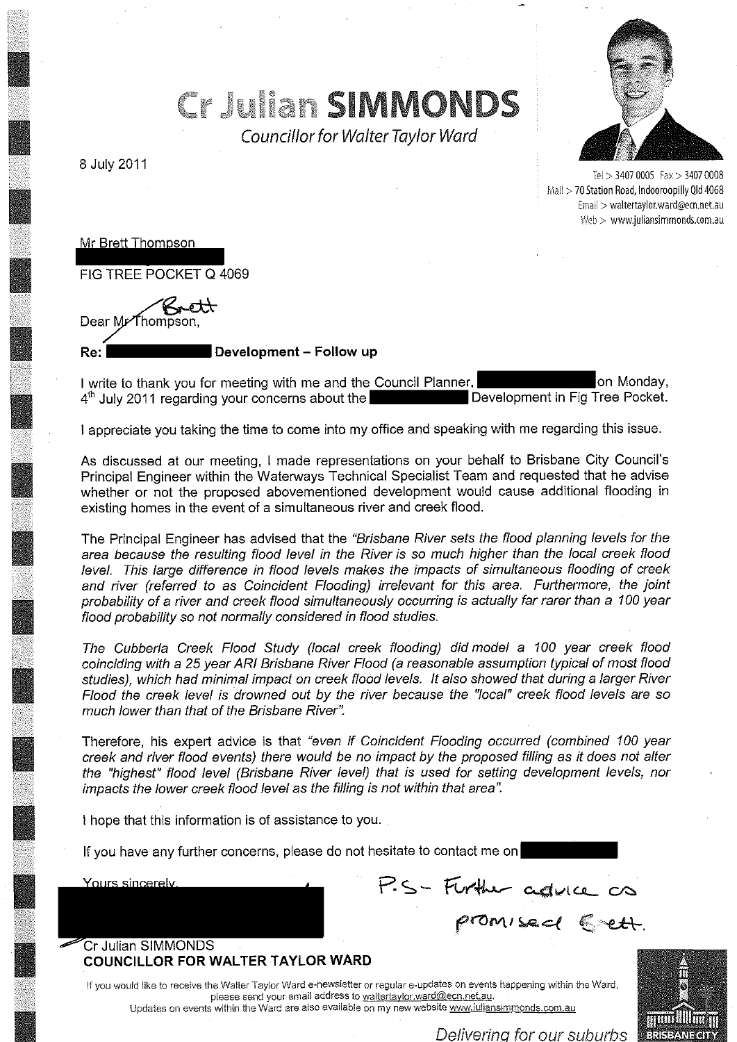# Cr Julian SIMMONDS

*Councillor for Walter Taylor Ward*

8 July 2011

Tel > 3407 0005 Fax > 3407 0008
Mail > 70 Station Road, Indooroopilly Qld 4068
Email > waltertaylor.ward@ecn.net.au
Web > www.juliansimmonds.com.au

Mr Brett Thompson
[REDACTED]
FIG TREE POCKET Q 4069

Dear ~~Mr Thompson~~ Brett,

**Re: [REDACTED] Development – Follow up**

I write to thank you for meeting with me and the Council Planner, [REDACTED] on Monday, 4th July 2011 regarding your concerns about the [REDACTED] Development in Fig Tree Pocket.

I appreciate you taking the time to come into my office and speaking with me regarding this issue.

As discussed at our meeting, I made representations on your behalf to Brisbane City Council's Principal Engineer within the Waterways Technical Specialist Team and requested that he advise whether or not the proposed abovementioned development would cause additional flooding in existing homes in the event of a simultaneous river and creek flood.

The Principal Engineer has advised that the *"Brisbane River sets the flood planning levels for the area because the resulting flood level in the River is so much higher than the local creek flood level. This large difference in flood levels makes the impacts of simultaneous flooding of creek and river (referred to as Coincident Flooding) irrelevant for this area. Furthermore, the joint probability of a river and creek flood simultaneously occurring is actually far rarer than a 100 year flood probability so not normally considered in flood studies.*

*The Cubberla Creek Flood Study (local creek flooding) did model a 100 year creek flood coinciding with a 25 year ARI Brisbane River Flood (a reasonable assumption typical of most flood studies), which had minimal impact on creek flood levels. It also showed that during a larger River Flood the creek level is drowned out by the river because the "local" creek flood levels are so much lower than that of the Brisbane River".*

Therefore, his expert advice is that *"even if Coincident Flooding occurred (combined 100 year creek and river flood events) there would be no impact by the proposed filling as it does not alter the "highest" flood level (Brisbane River level) that is used for setting development levels, nor impacts the lower creek flood level as the filling is not within that area".*

I hope that this information is of assistance to you.

If you have any further concerns, please do not hesitate to contact me on [REDACTED]

Yours sincerely,

[REDACTED]

P.S – Further advice as promised Brett.

Cr Julian SIMMONDS
**COUNCILLOR FOR WALTER TAYLOR WARD**

If you would like to receive the Walter Taylor Ward e-newsletter or regular e-updates on events happening within the Ward, please send your email address to waltertaylor.ward@ecn.net.au.
Updates on events within the Ward are also available on my new website www.juliansimmonds.com.au

*Delivering for our suburbs*

BRISBANE CITY